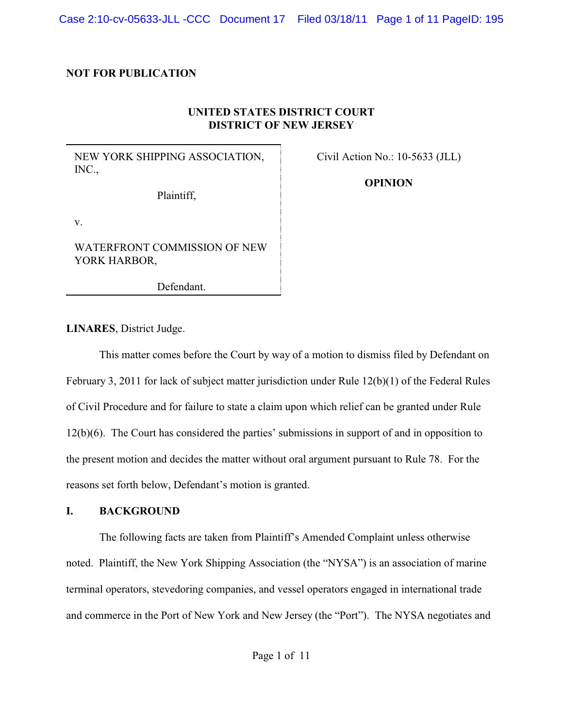**NOT FOR PUBLICATION**

**UNITED STATES DISTRICT COURT**
**DISTRICT OF NEW JERSEY**

| | |
|---|---|
| NEW YORK SHIPPING ASSOCIATION, INC.,<br><br>Plaintiff,<br><br>v.<br><br>WATERFRONT COMMISSION OF NEW YORK HARBOR,<br><br>Defendant. | Civil Action No.: 10-5633 (JLL)<br><br>**OPINION** |

**LINARES**, District Judge.

This matter comes before the Court by way of a motion to dismiss filed by Defendant on February 3, 2011 for lack of subject matter jurisdiction under Rule 12(b)(1) of the Federal Rules of Civil Procedure and for failure to state a claim upon which relief can be granted under Rule 12(b)(6). The Court has considered the parties' submissions in support of and in opposition to the present motion and decides the matter without oral argument pursuant to Rule 78. For the reasons set forth below, Defendant's motion is granted.

## I. BACKGROUND

The following facts are taken from Plaintiff's Amended Complaint unless otherwise noted. Plaintiff, the New York Shipping Association (the "NYSA") is an association of marine terminal operators, stevedoring companies, and vessel operators engaged in international trade and commerce in the Port of New York and New Jersey (the "Port"). The NYSA negotiates and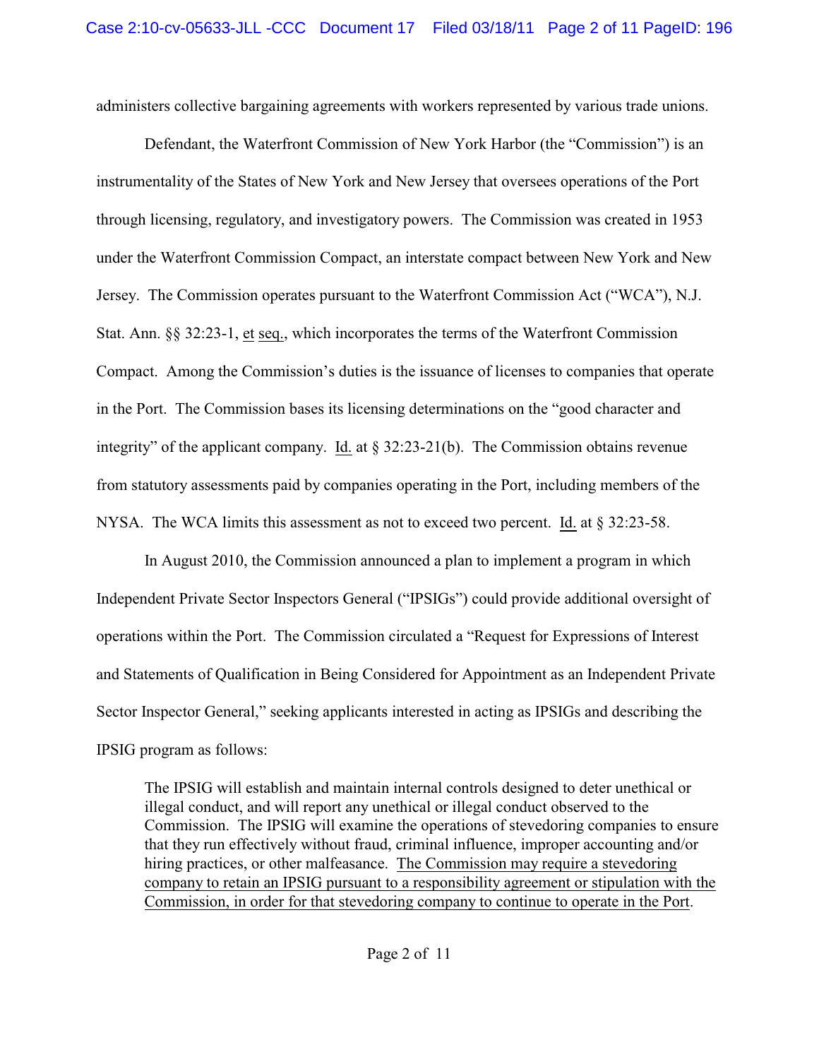administers collective bargaining agreements with workers represented by various trade unions.

Defendant, the Waterfront Commission of New York Harbor (the "Commission") is an instrumentality of the States of New York and New Jersey that oversees operations of the Port through licensing, regulatory, and investigatory powers. The Commission was created in 1953 under the Waterfront Commission Compact, an interstate compact between New York and New Jersey. The Commission operates pursuant to the Waterfront Commission Act ("WCA"), N.J. Stat. Ann. §§ 32:23-1, et seq., which incorporates the terms of the Waterfront Commission Compact. Among the Commission's duties is the issuance of licenses to companies that operate in the Port. The Commission bases its licensing determinations on the "good character and integrity" of the applicant company. Id. at § 32:23-21(b). The Commission obtains revenue from statutory assessments paid by companies operating in the Port, including members of the NYSA. The WCA limits this assessment as not to exceed two percent. Id. at § 32:23-58.

In August 2010, the Commission announced a plan to implement a program in which Independent Private Sector Inspectors General ("IPSIGs") could provide additional oversight of operations within the Port. The Commission circulated a "Request for Expressions of Interest and Statements of Qualification in Being Considered for Appointment as an Independent Private Sector Inspector General," seeking applicants interested in acting as IPSIGs and describing the IPSIG program as follows:

> The IPSIG will establish and maintain internal controls designed to deter unethical or illegal conduct, and will report any unethical or illegal conduct observed to the Commission. The IPSIG will examine the operations of stevedoring companies to ensure that they run effectively without fraud, criminal influence, improper accounting and/or hiring practices, or other malfeasance. <u>The Commission may require a stevedoring company to retain an IPSIG pursuant to a responsibility agreement or stipulation with the Commission, in order for that stevedoring company to continue to operate in the Port</u>.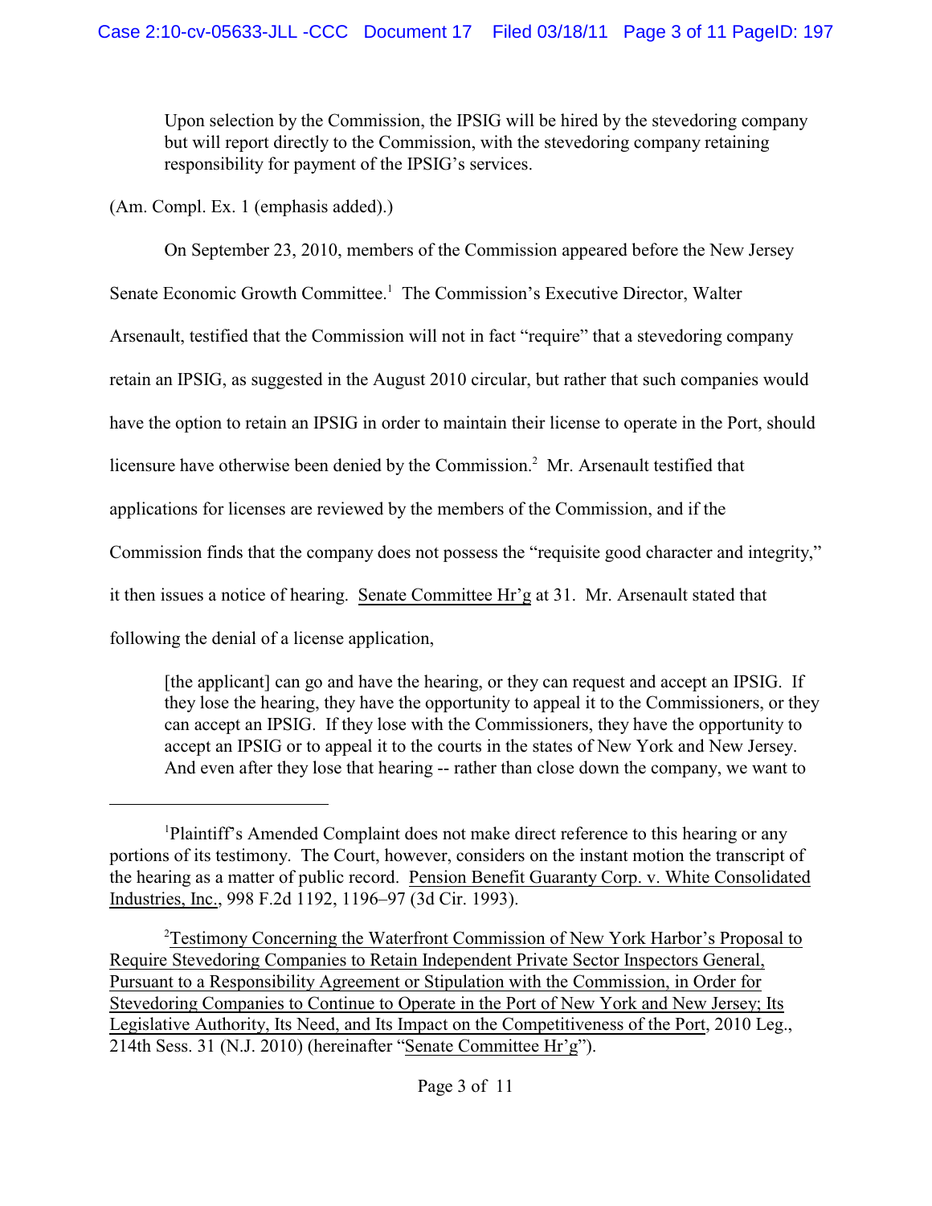> Upon selection by the Commission, the IPSIG will be hired by the stevedoring company but will report directly to the Commission, with the stevedoring company retaining responsibility for payment of the IPSIG's services.

(Am. Compl. Ex. 1 (emphasis added).)

On September 23, 2010, members of the Commission appeared before the New Jersey Senate Economic Growth Committee.[1] The Commission's Executive Director, Walter Arsenault, testified that the Commission will not in fact "require" that a stevedoring company retain an IPSIG, as suggested in the August 2010 circular, but rather that such companies would have the option to retain an IPSIG in order to maintain their license to operate in the Port, should licensure have otherwise been denied by the Commission.[2] Mr. Arsenault testified that applications for licenses are reviewed by the members of the Commission, and if the Commission finds that the company does not possess the "requisite good character and integrity," it then issues a notice of hearing. Senate Committee Hr'g at 31. Mr. Arsenault stated that following the denial of a license application,

> [the applicant] can go and have the hearing, or they can request and accept an IPSIG. If they lose the hearing, they have the opportunity to appeal it to the Commissioners, or they can accept an IPSIG. If they lose with the Commissioners, they have the opportunity to accept an IPSIG or to appeal it to the courts in the states of New York and New Jersey. And even after they lose that hearing -- rather than close down the company, we want to

---

[1] Plaintiff's Amended Complaint does not make direct reference to this hearing or any portions of its testimony. The Court, however, considers on the instant motion the transcript of the hearing as a matter of public record. Pension Benefit Guaranty Corp. v. White Consolidated Industries, Inc., 998 F.2d 1192, 1196–97 (3d Cir. 1993).

[2] Testimony Concerning the Waterfront Commission of New York Harbor's Proposal to Require Stevedoring Companies to Retain Independent Private Sector Inspectors General, Pursuant to a Responsibility Agreement or Stipulation with the Commission, in Order for Stevedoring Companies to Continue to Operate in the Port of New York and New Jersey; Its Legislative Authority, Its Need, and Its Impact on the Competitiveness of the Port, 2010 Leg., 214th Sess. 31 (N.J. 2010) (hereinafter "Senate Committee Hr'g").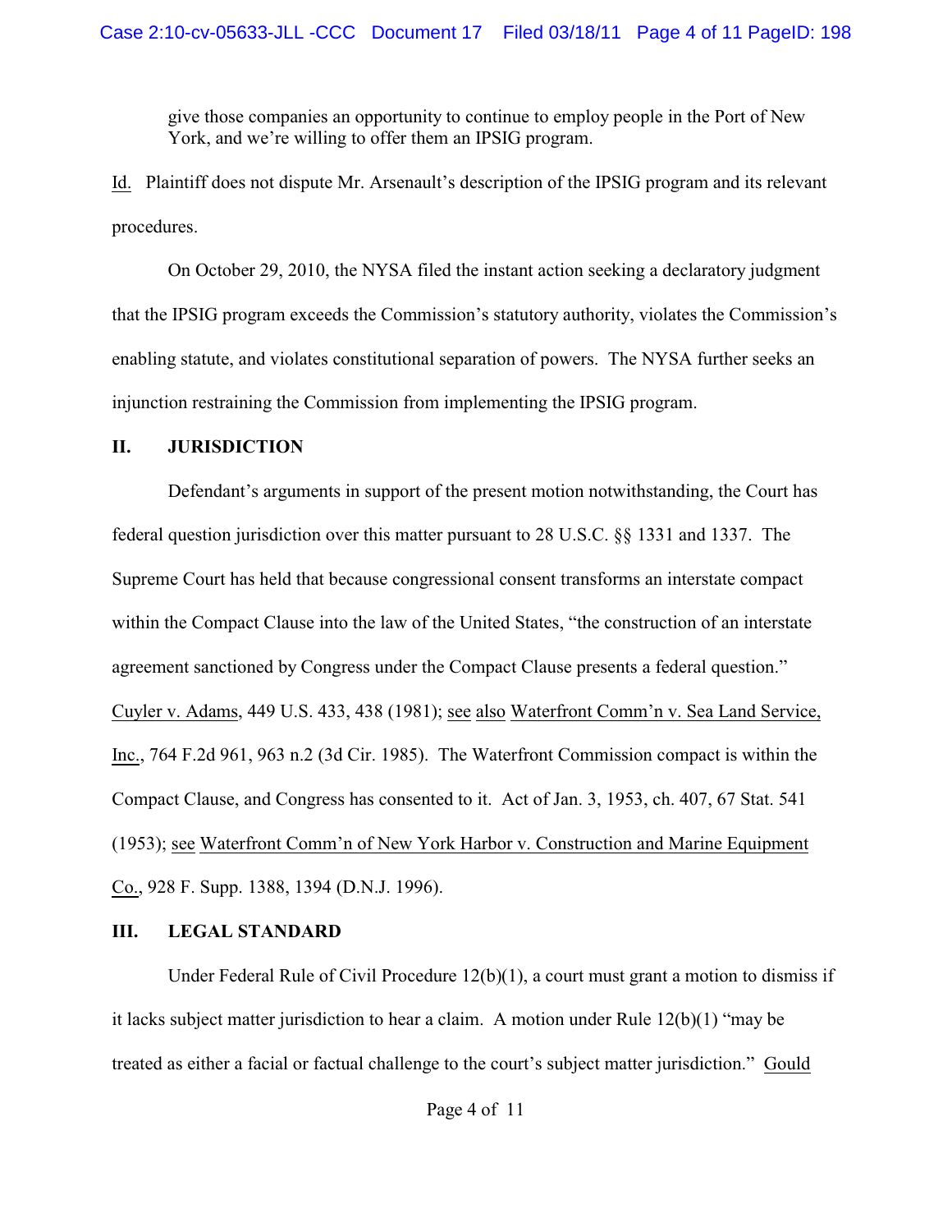> give those companies an opportunity to continue to employ people in the Port of New York, and we're willing to offer them an IPSIG program.

Id. Plaintiff does not dispute Mr. Arsenault's description of the IPSIG program and its relevant procedures.

On October 29, 2010, the NYSA filed the instant action seeking a declaratory judgment that the IPSIG program exceeds the Commission's statutory authority, violates the Commission's enabling statute, and violates constitutional separation of powers. The NYSA further seeks an injunction restraining the Commission from implementing the IPSIG program.

## II. JURISDICTION

Defendant's arguments in support of the present motion notwithstanding, the Court has federal question jurisdiction over this matter pursuant to 28 U.S.C. §§ 1331 and 1337. The Supreme Court has held that because congressional consent transforms an interstate compact within the Compact Clause into the law of the United States, "the construction of an interstate agreement sanctioned by Congress under the Compact Clause presents a federal question." Cuyler v. Adams, 449 U.S. 433, 438 (1981); see also Waterfront Comm'n v. Sea Land Service, Inc., 764 F.2d 961, 963 n.2 (3d Cir. 1985). The Waterfront Commission compact is within the Compact Clause, and Congress has consented to it. Act of Jan. 3, 1953, ch. 407, 67 Stat. 541 (1953); see Waterfront Comm'n of New York Harbor v. Construction and Marine Equipment Co., 928 F. Supp. 1388, 1394 (D.N.J. 1996).

## III. LEGAL STANDARD

Under Federal Rule of Civil Procedure 12(b)(1), a court must grant a motion to dismiss if it lacks subject matter jurisdiction to hear a claim. A motion under Rule 12(b)(1) "may be treated as either a facial or factual challenge to the court's subject matter jurisdiction." Gould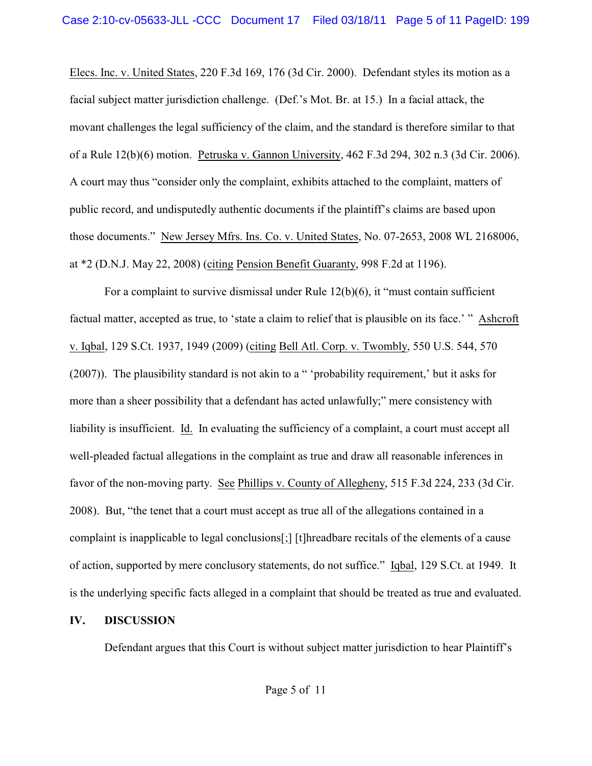Elecs. Inc. v. United States, 220 F.3d 169, 176 (3d Cir. 2000). Defendant styles its motion as a facial subject matter jurisdiction challenge. (Def.'s Mot. Br. at 15.) In a facial attack, the movant challenges the legal sufficiency of the claim, and the standard is therefore similar to that of a Rule 12(b)(6) motion. Petruska v. Gannon University, 462 F.3d 294, 302 n.3 (3d Cir. 2006). A court may thus "consider only the complaint, exhibits attached to the complaint, matters of public record, and undisputedly authentic documents if the plaintiff's claims are based upon those documents." New Jersey Mfrs. Ins. Co. v. United States, No. 07-2653, 2008 WL 2168006, at *2 (D.N.J. May 22, 2008) (citing Pension Benefit Guaranty, 998 F.2d at 1196).

For a complaint to survive dismissal under Rule 12(b)(6), it "must contain sufficient factual matter, accepted as true, to 'state a claim to relief that is plausible on its face.' " Ashcroft v. Iqbal, 129 S.Ct. 1937, 1949 (2009) (citing Bell Atl. Corp. v. Twombly, 550 U.S. 544, 570 (2007)). The plausibility standard is not akin to a " 'probability requirement,' but it asks for more than a sheer possibility that a defendant has acted unlawfully;" mere consistency with liability is insufficient. Id. In evaluating the sufficiency of a complaint, a court must accept all well-pleaded factual allegations in the complaint as true and draw all reasonable inferences in favor of the non-moving party. See Phillips v. County of Allegheny, 515 F.3d 224, 233 (3d Cir. 2008). But, "the tenet that a court must accept as true all of the allegations contained in a complaint is inapplicable to legal conclusions[;] [t]hreadbare recitals of the elements of a cause of action, supported by mere conclusory statements, do not suffice." Iqbal, 129 S.Ct. at 1949. It is the underlying specific facts alleged in a complaint that should be treated as true and evaluated.

## IV. DISCUSSION

Defendant argues that this Court is without subject matter jurisdiction to hear Plaintiff's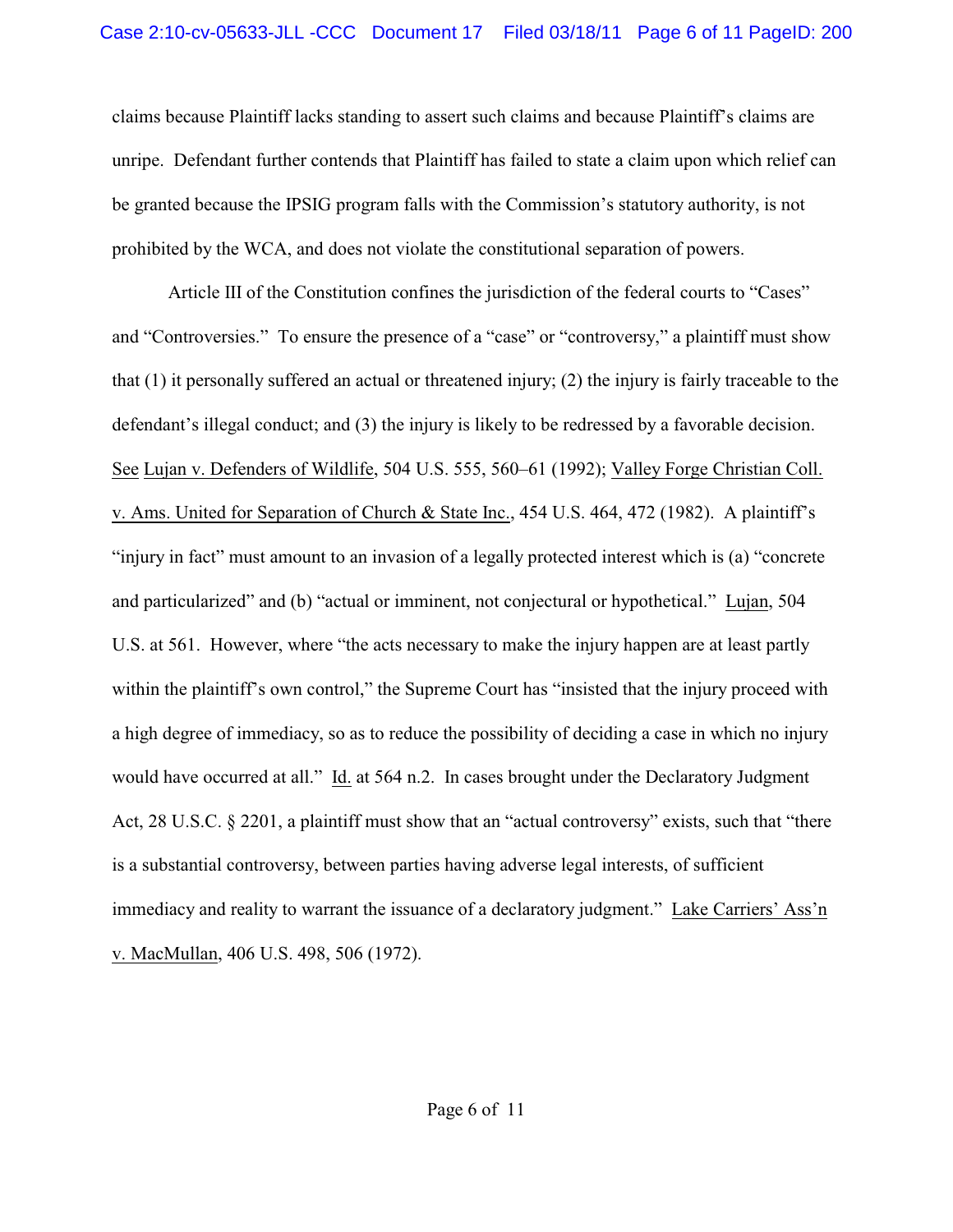claims because Plaintiff lacks standing to assert such claims and because Plaintiff's claims are unripe. Defendant further contends that Plaintiff has failed to state a claim upon which relief can be granted because the IPSIG program falls with the Commission's statutory authority, is not prohibited by the WCA, and does not violate the constitutional separation of powers.

Article III of the Constitution confines the jurisdiction of the federal courts to "Cases" and "Controversies." To ensure the presence of a "case" or "controversy," a plaintiff must show that (1) it personally suffered an actual or threatened injury; (2) the injury is fairly traceable to the defendant's illegal conduct; and (3) the injury is likely to be redressed by a favorable decision. See Lujan v. Defenders of Wildlife, 504 U.S. 555, 560–61 (1992); Valley Forge Christian Coll. v. Ams. United for Separation of Church & State Inc., 454 U.S. 464, 472 (1982). A plaintiff's "injury in fact" must amount to an invasion of a legally protected interest which is (a) "concrete and particularized" and (b) "actual or imminent, not conjectural or hypothetical." Lujan, 504 U.S. at 561. However, where "the acts necessary to make the injury happen are at least partly within the plaintiff's own control," the Supreme Court has "insisted that the injury proceed with a high degree of immediacy, so as to reduce the possibility of deciding a case in which no injury would have occurred at all." Id. at 564 n.2. In cases brought under the Declaratory Judgment Act, 28 U.S.C. § 2201, a plaintiff must show that an "actual controversy" exists, such that "there is a substantial controversy, between parties having adverse legal interests, of sufficient immediacy and reality to warrant the issuance of a declaratory judgment." Lake Carriers' Ass'n v. MacMullan, 406 U.S. 498, 506 (1972).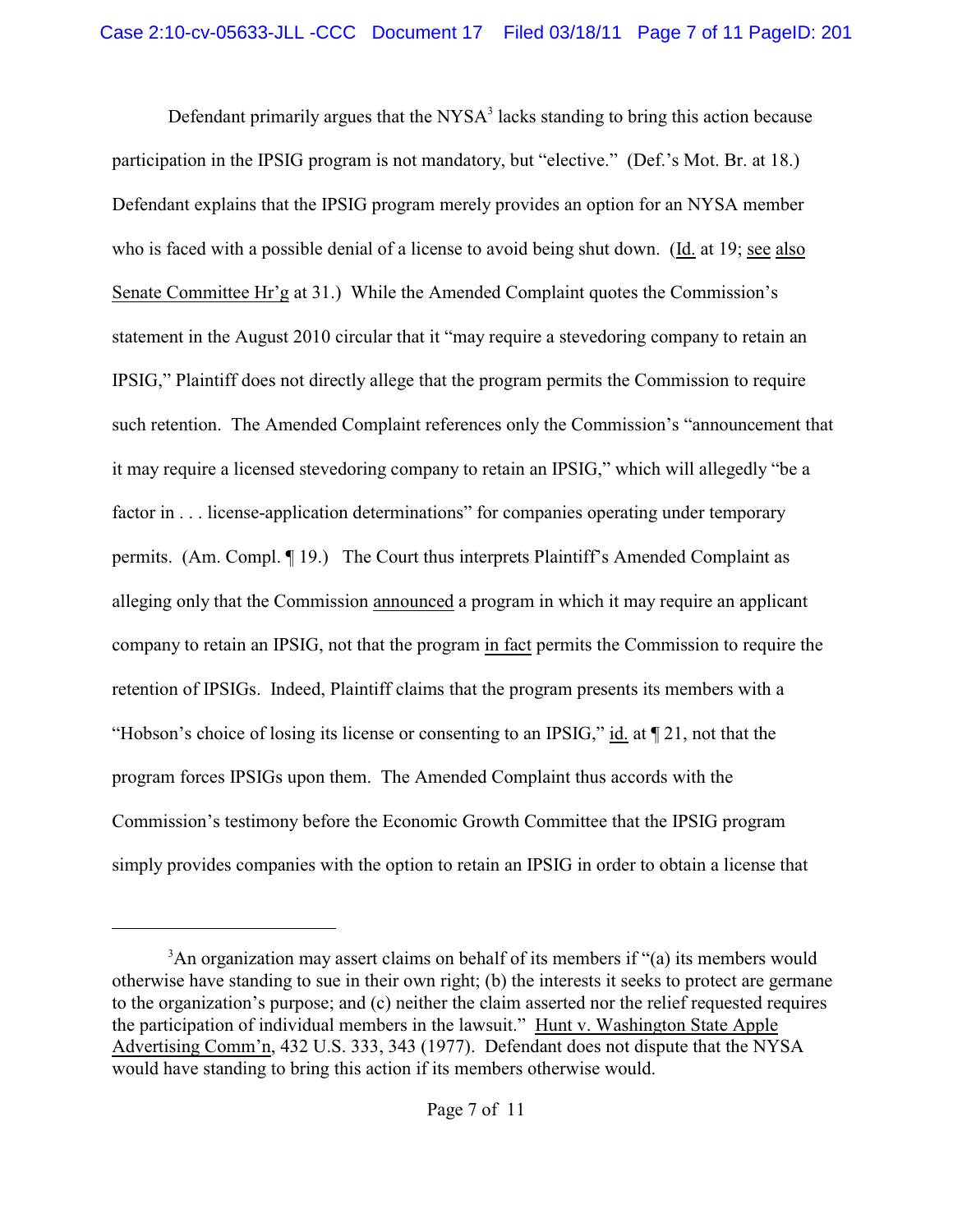Defendant primarily argues that the NYSA[3] lacks standing to bring this action because participation in the IPSIG program is not mandatory, but "elective." (Def.'s Mot. Br. at 18.) Defendant explains that the IPSIG program merely provides an option for an NYSA member who is faced with a possible denial of a license to avoid being shut down. (Id. at 19; see also Senate Committee Hr'g at 31.) While the Amended Complaint quotes the Commission's statement in the August 2010 circular that it "may require a stevedoring company to retain an IPSIG," Plaintiff does not directly allege that the program permits the Commission to require such retention. The Amended Complaint references only the Commission's "announcement that it may require a licensed stevedoring company to retain an IPSIG," which will allegedly "be a factor in . . . license-application determinations" for companies operating under temporary permits. (Am. Compl. ¶ 19.) The Court thus interprets Plaintiff's Amended Complaint as alleging only that the Commission announced a program in which it may require an applicant company to retain an IPSIG, not that the program in fact permits the Commission to require the retention of IPSIGs. Indeed, Plaintiff claims that the program presents its members with a "Hobson's choice of losing its license or consenting to an IPSIG," id. at ¶ 21, not that the program forces IPSIGs upon them. The Amended Complaint thus accords with the Commission's testimony before the Economic Growth Committee that the IPSIG program simply provides companies with the option to retain an IPSIG in order to obtain a license that

---

[3]An organization may assert claims on behalf of its members if "(a) its members would otherwise have standing to sue in their own right; (b) the interests it seeks to protect are germane to the organization's purpose; and (c) neither the claim asserted nor the relief requested requires the participation of individual members in the lawsuit." Hunt v. Washington State Apple Advertising Comm'n, 432 U.S. 333, 343 (1977). Defendant does not dispute that the NYSA would have standing to bring this action if its members otherwise would.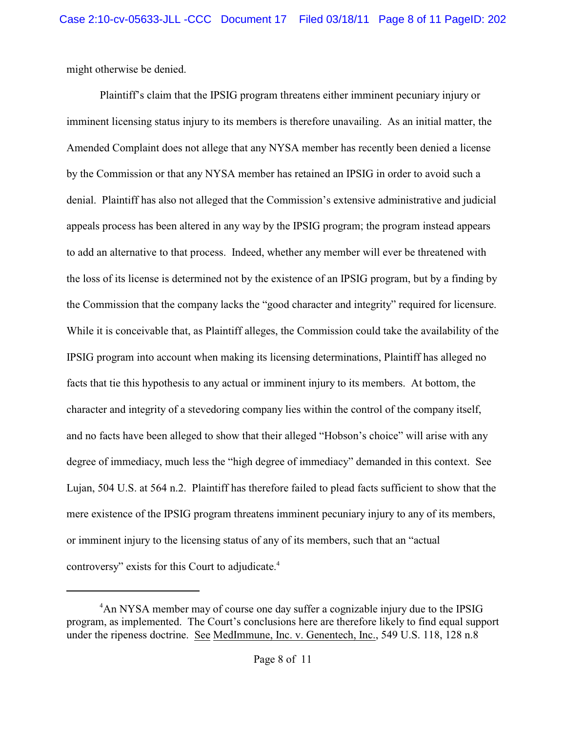might otherwise be denied.

Plaintiff's claim that the IPSIG program threatens either imminent pecuniary injury or imminent licensing status injury to its members is therefore unavailing. As an initial matter, the Amended Complaint does not allege that any NYSA member has recently been denied a license by the Commission or that any NYSA member has retained an IPSIG in order to avoid such a denial. Plaintiff has also not alleged that the Commission's extensive administrative and judicial appeals process has been altered in any way by the IPSIG program; the program instead appears to add an alternative to that process. Indeed, whether any member will ever be threatened with the loss of its license is determined not by the existence of an IPSIG program, but by a finding by the Commission that the company lacks the "good character and integrity" required for licensure. While it is conceivable that, as Plaintiff alleges, the Commission could take the availability of the IPSIG program into account when making its licensing determinations, Plaintiff has alleged no facts that tie this hypothesis to any actual or imminent injury to its members. At bottom, the character and integrity of a stevedoring company lies within the control of the company itself, and no facts have been alleged to show that their alleged "Hobson's choice" will arise with any degree of immediacy, much less the "high degree of immediacy" demanded in this context. See Lujan, 504 U.S. at 564 n.2. Plaintiff has therefore failed to plead facts sufficient to show that the mere existence of the IPSIG program threatens imminent pecuniary injury to any of its members, or imminent injury to the licensing status of any of its members, such that an "actual controversy" exists for this Court to adjudicate.[4]

---

[4]An NYSA member may of course one day suffer a cognizable injury due to the IPSIG program, as implemented. The Court's conclusions here are therefore likely to find equal support under the ripeness doctrine. See MedImmune, Inc. v. Genentech, Inc., 549 U.S. 118, 128 n.8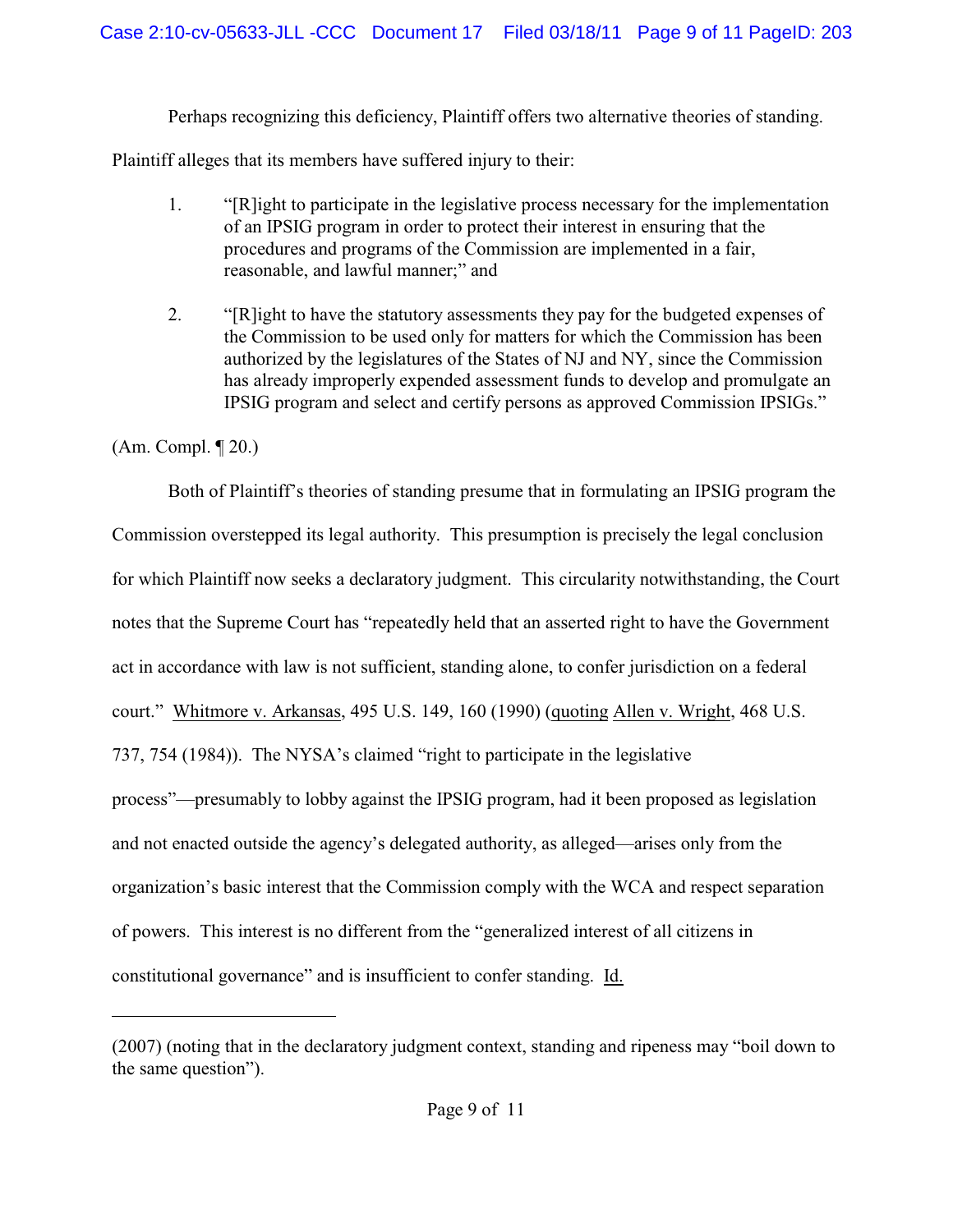Perhaps recognizing this deficiency, Plaintiff offers two alternative theories of standing. Plaintiff alleges that its members have suffered injury to their:

1. "[R]ight to participate in the legislative process necessary for the implementation of an IPSIG program in order to protect their interest in ensuring that the procedures and programs of the Commission are implemented in a fair, reasonable, and lawful manner;" and

2. "[R]ight to have the statutory assessments they pay for the budgeted expenses of the Commission to be used only for matters for which the Commission has been authorized by the legislatures of the States of NJ and NY, since the Commission has already improperly expended assessment funds to develop and promulgate an IPSIG program and select and certify persons as approved Commission IPSIGs."

(Am. Compl. ¶ 20.)

Both of Plaintiff's theories of standing presume that in formulating an IPSIG program the Commission overstepped its legal authority. This presumption is precisely the legal conclusion for which Plaintiff now seeks a declaratory judgment. This circularity notwithstanding, the Court notes that the Supreme Court has "repeatedly held that an asserted right to have the Government act in accordance with law is not sufficient, standing alone, to confer jurisdiction on a federal court." Whitmore v. Arkansas, 495 U.S. 149, 160 (1990) (quoting Allen v. Wright, 468 U.S. 737, 754 (1984)). The NYSA's claimed "right to participate in the legislative process"—presumably to lobby against the IPSIG program, had it been proposed as legislation and not enacted outside the agency's delegated authority, as alleged—arises only from the organization's basic interest that the Commission comply with the WCA and respect separation of powers. This interest is no different from the "generalized interest of all citizens in constitutional governance" and is insufficient to confer standing. Id.

---

(2007) (noting that in the declaratory judgment context, standing and ripeness may "boil down to the same question").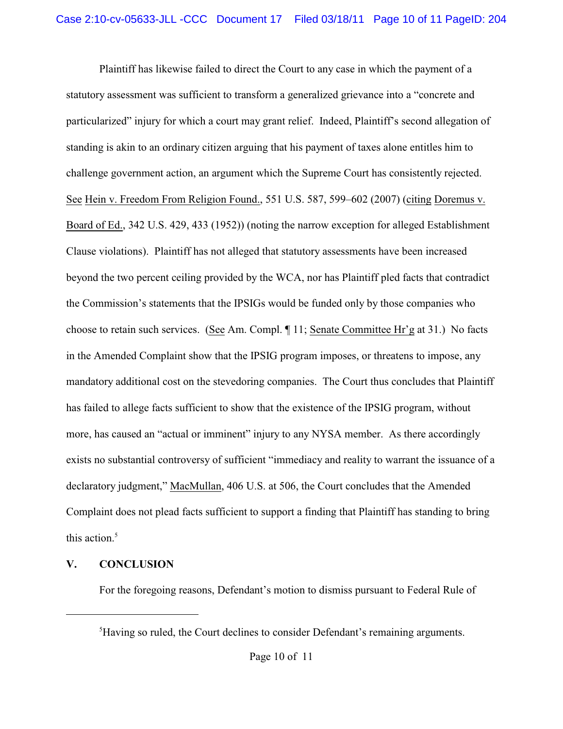Plaintiff has likewise failed to direct the Court to any case in which the payment of a statutory assessment was sufficient to transform a generalized grievance into a "concrete and particularized" injury for which a court may grant relief. Indeed, Plaintiff's second allegation of standing is akin to an ordinary citizen arguing that his payment of taxes alone entitles him to challenge government action, an argument which the Supreme Court has consistently rejected. See Hein v. Freedom From Religion Found., 551 U.S. 587, 599–602 (2007) (citing Doremus v. Board of Ed., 342 U.S. 429, 433 (1952)) (noting the narrow exception for alleged Establishment Clause violations). Plaintiff has not alleged that statutory assessments have been increased beyond the two percent ceiling provided by the WCA, nor has Plaintiff pled facts that contradict the Commission's statements that the IPSIGs would be funded only by those companies who choose to retain such services. (See Am. Compl. ¶ 11; Senate Committee Hr'g at 31.) No facts in the Amended Complaint show that the IPSIG program imposes, or threatens to impose, any mandatory additional cost on the stevedoring companies. The Court thus concludes that Plaintiff has failed to allege facts sufficient to show that the existence of the IPSIG program, without more, has caused an "actual or imminent" injury to any NYSA member. As there accordingly exists no substantial controversy of sufficient "immediacy and reality to warrant the issuance of a declaratory judgment," MacMullan, 406 U.S. at 506, the Court concludes that the Amended Complaint does not plead facts sufficient to support a finding that Plaintiff has standing to bring this action.[5]

## V. CONCLUSION

For the foregoing reasons, Defendant's motion to dismiss pursuant to Federal Rule of

---

[5] Having so ruled, the Court declines to consider Defendant's remaining arguments.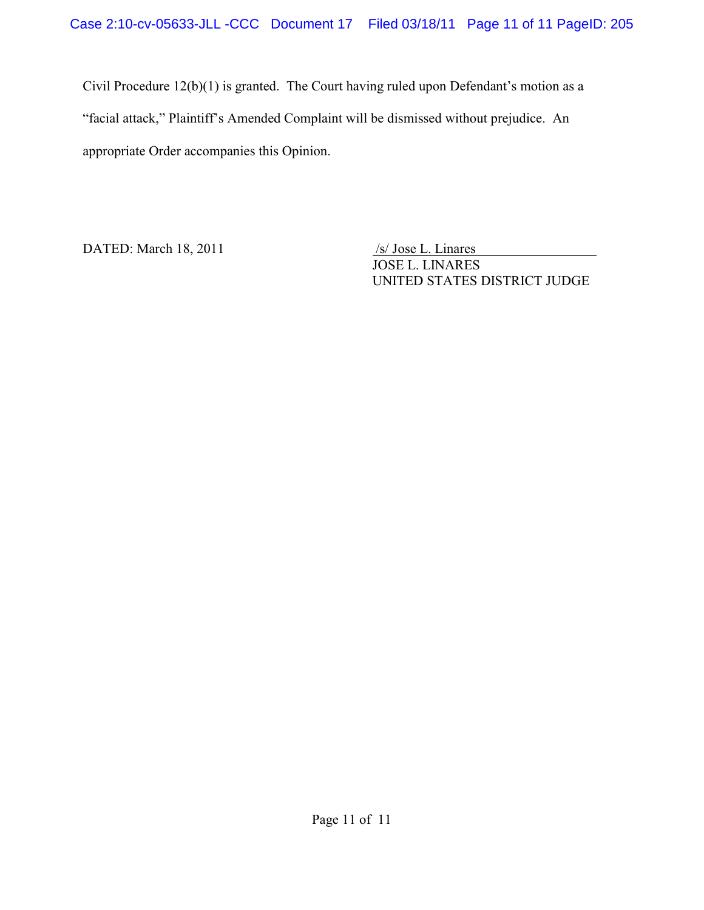Civil Procedure 12(b)(1) is granted. The Court having ruled upon Defendant's motion as a "facial attack," Plaintiff's Amended Complaint will be dismissed without prejudice. An appropriate Order accompanies this Opinion.

DATED: March 18, 2011

/s/ Jose L. Linares
JOSE L. LINARES
UNITED STATES DISTRICT JUDGE